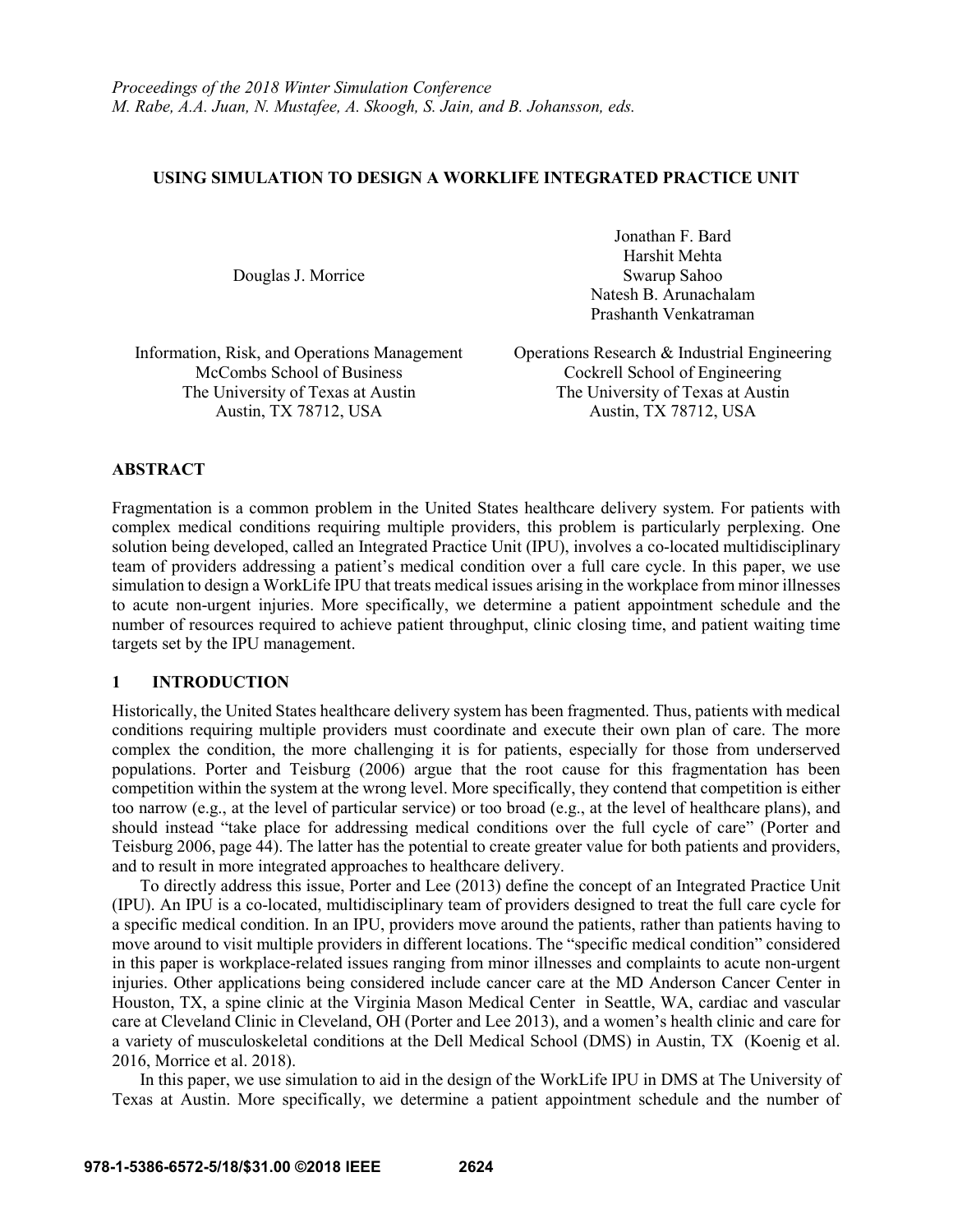*Proceedings of the 2018 Winter Simulation Conference*
*M. Rabe, A.A. Juan, N. Mustafee, A. Skoogh, S. Jain, and B. Johansson, eds.*

# USING SIMULATION TO DESIGN A WORKLIFE INTEGRATED PRACTICE UNIT

Douglas J. Morrice

Information, Risk, and Operations Management
McCombs School of Business
The University of Texas at Austin
Austin, TX 78712, USA

Jonathan F. Bard
Harshit Mehta
Swarup Sahoo
Natesh B. Arunachalam
Prashanth Venkatraman

Operations Research & Industrial Engineering
Cockrell School of Engineering
The University of Texas at Austin
Austin, TX 78712, USA

## ABSTRACT

Fragmentation is a common problem in the United States healthcare delivery system. For patients with complex medical conditions requiring multiple providers, this problem is particularly perplexing. One solution being developed, called an Integrated Practice Unit (IPU), involves a co-located multidisciplinary team of providers addressing a patient's medical condition over a full care cycle. In this paper, we use simulation to design a WorkLife IPU that treats medical issues arising in the workplace from minor illnesses to acute non-urgent injuries. More specifically, we determine a patient appointment schedule and the number of resources required to achieve patient throughput, clinic closing time, and patient waiting time targets set by the IPU management.

## 1 INTRODUCTION

Historically, the United States healthcare delivery system has been fragmented. Thus, patients with medical conditions requiring multiple providers must coordinate and execute their own plan of care. The more complex the condition, the more challenging it is for patients, especially for those from underserved populations. Porter and Teisburg (2006) argue that the root cause for this fragmentation has been competition within the system at the wrong level. More specifically, they contend that competition is either too narrow (e.g., at the level of particular service) or too broad (e.g., at the level of healthcare plans), and should instead "take place for addressing medical conditions over the full cycle of care" (Porter and Teisburg 2006, page 44). The latter has the potential to create greater value for both patients and providers, and to result in more integrated approaches to healthcare delivery.

To directly address this issue, Porter and Lee (2013) define the concept of an Integrated Practice Unit (IPU). An IPU is a co-located, multidisciplinary team of providers designed to treat the full care cycle for a specific medical condition. In an IPU, providers move around the patients, rather than patients having to move around to visit multiple providers in different locations. The "specific medical condition" considered in this paper is workplace-related issues ranging from minor illnesses and complaints to acute non-urgent injuries. Other applications being considered include cancer care at the MD Anderson Cancer Center in Houston, TX, a spine clinic at the Virginia Mason Medical Center in Seattle, WA, cardiac and vascular care at Cleveland Clinic in Cleveland, OH (Porter and Lee 2013), and a women's health clinic and care for a variety of musculoskeletal conditions at the Dell Medical School (DMS) in Austin, TX (Koenig et al. 2016, Morrice et al. 2018).

In this paper, we use simulation to aid in the design of the WorkLife IPU in DMS at The University of Texas at Austin. More specifically, we determine a patient appointment schedule and the number of

**978-1-5386-6572-5/18/$31.00 ©2018 IEEE**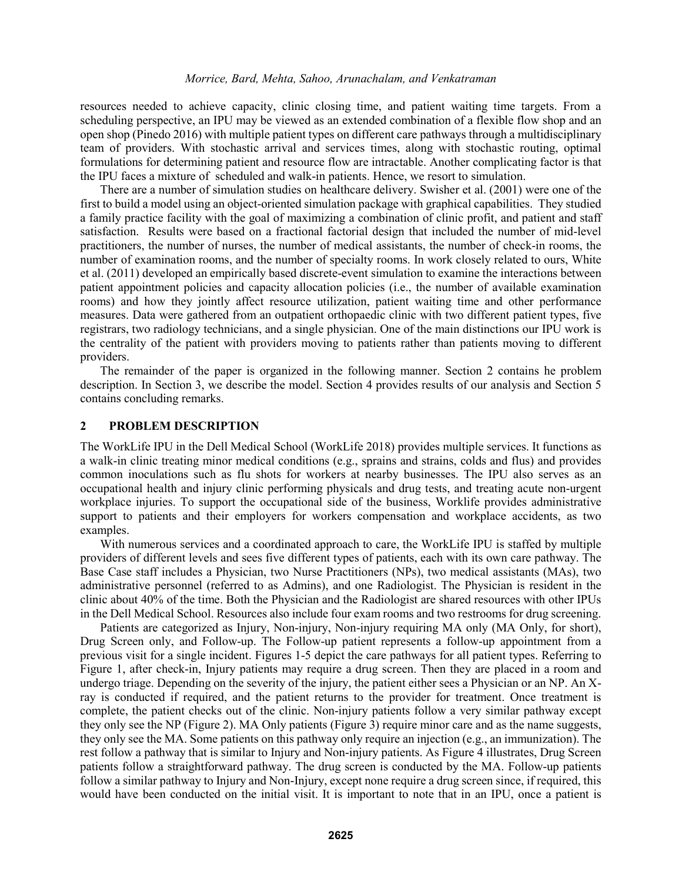resources needed to achieve capacity, clinic closing time, and patient waiting time targets. From a scheduling perspective, an IPU may be viewed as an extended combination of a flexible flow shop and an open shop (Pinedo 2016) with multiple patient types on different care pathways through a multidisciplinary team of providers. With stochastic arrival and services times, along with stochastic routing, optimal formulations for determining patient and resource flow are intractable. Another complicating factor is that the IPU faces a mixture of scheduled and walk-in patients. Hence, we resort to simulation.

There are a number of simulation studies on healthcare delivery. Swisher et al. (2001) were one of the first to build a model using an object-oriented simulation package with graphical capabilities. They studied a family practice facility with the goal of maximizing a combination of clinic profit, and patient and staff satisfaction. Results were based on a fractional factorial design that included the number of mid-level practitioners, the number of nurses, the number of medical assistants, the number of check-in rooms, the number of examination rooms, and the number of specialty rooms. In work closely related to ours, White et al. (2011) developed an empirically based discrete-event simulation to examine the interactions between patient appointment policies and capacity allocation policies (i.e., the number of available examination rooms) and how they jointly affect resource utilization, patient waiting time and other performance measures. Data were gathered from an outpatient orthopaedic clinic with two different patient types, five registrars, two radiology technicians, and a single physician. One of the main distinctions our IPU work is the centrality of the patient with providers moving to patients rather than patients moving to different providers.

The remainder of the paper is organized in the following manner. Section 2 contains he problem description. In Section 3, we describe the model. Section 4 provides results of our analysis and Section 5 contains concluding remarks.

## 2 PROBLEM DESCRIPTION

The WorkLife IPU in the Dell Medical School (WorkLife 2018) provides multiple services. It functions as a walk-in clinic treating minor medical conditions (e.g., sprains and strains, colds and flus) and provides common inoculations such as flu shots for workers at nearby businesses. The IPU also serves as an occupational health and injury clinic performing physicals and drug tests, and treating acute non-urgent workplace injuries. To support the occupational side of the business, Worklife provides administrative support to patients and their employers for workers compensation and workplace accidents, as two examples.

With numerous services and a coordinated approach to care, the WorkLife IPU is staffed by multiple providers of different levels and sees five different types of patients, each with its own care pathway. The Base Case staff includes a Physician, two Nurse Practitioners (NPs), two medical assistants (MAs), two administrative personnel (referred to as Admins), and one Radiologist. The Physician is resident in the clinic about 40% of the time. Both the Physician and the Radiologist are shared resources with other IPUs in the Dell Medical School. Resources also include four exam rooms and two restrooms for drug screening.

Patients are categorized as Injury, Non-injury, Non-injury requiring MA only (MA Only, for short), Drug Screen only, and Follow-up. The Follow-up patient represents a follow-up appointment from a previous visit for a single incident. Figures 1-5 depict the care pathways for all patient types. Referring to Figure 1, after check-in, Injury patients may require a drug screen. Then they are placed in a room and undergo triage. Depending on the severity of the injury, the patient either sees a Physician or an NP. An X-ray is conducted if required, and the patient returns to the provider for treatment. Once treatment is complete, the patient checks out of the clinic. Non-injury patients follow a very similar pathway except they only see the NP (Figure 2). MA Only patients (Figure 3) require minor care and as the name suggests, they only see the MA. Some patients on this pathway only require an injection (e.g., an immunization). The rest follow a pathway that is similar to Injury and Non-injury patients. As Figure 4 illustrates, Drug Screen patients follow a straightforward pathway. The drug screen is conducted by the MA. Follow-up patients follow a similar pathway to Injury and Non-Injury, except none require a drug screen since, if required, this would have been conducted on the initial visit. It is important to note that in an IPU, once a patient is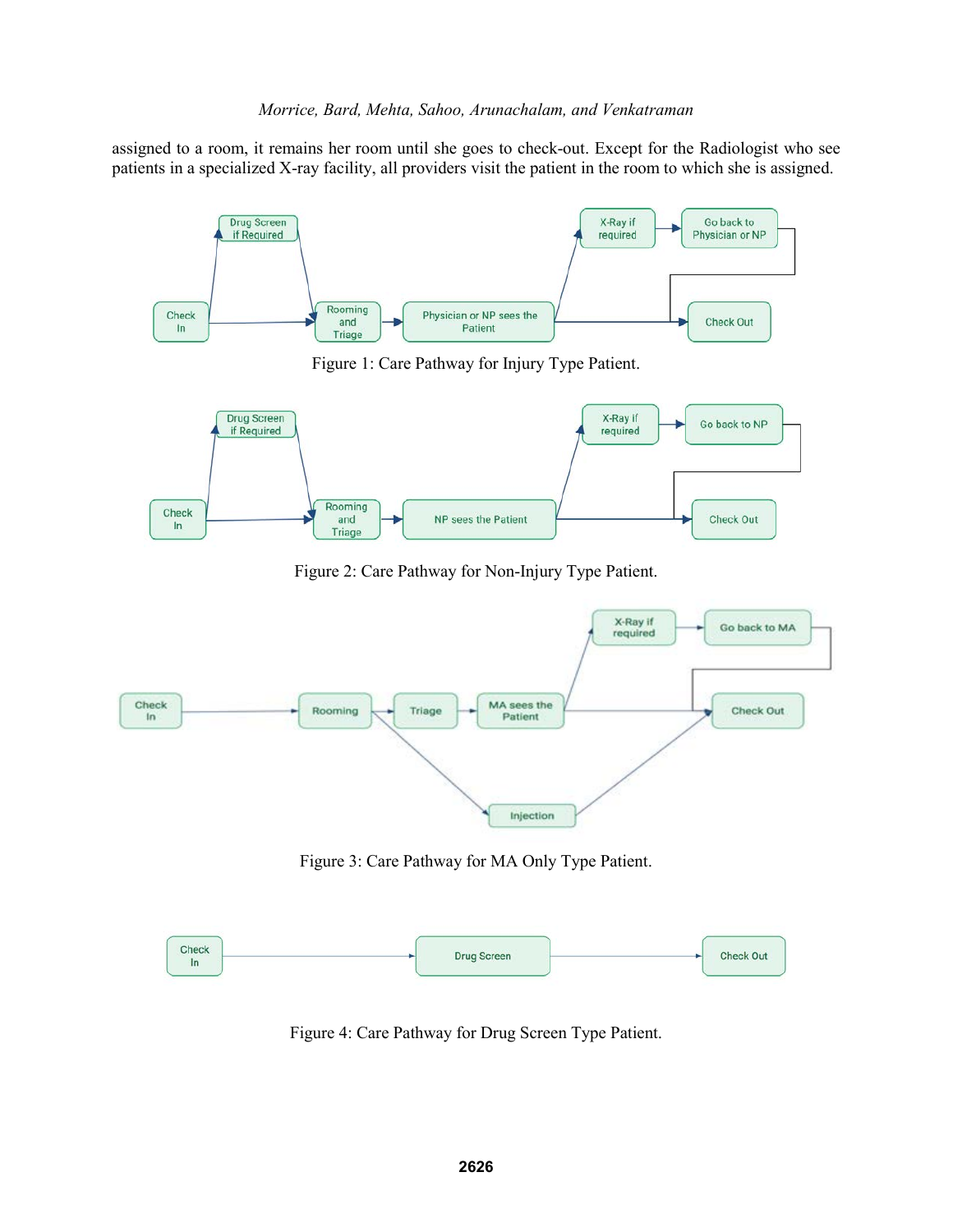assigned to a room, it remains her room until she goes to check-out. Except for the Radiologist who see patients in a specialized X-ray facility, all providers visit the patient in the room to which she is assigned.

Figure 1: Care Pathway for Injury Type Patient.

Figure 2: Care Pathway for Non-Injury Type Patient.

Figure 3: Care Pathway for MA Only Type Patient.

Figure 4: Care Pathway for Drug Screen Type Patient.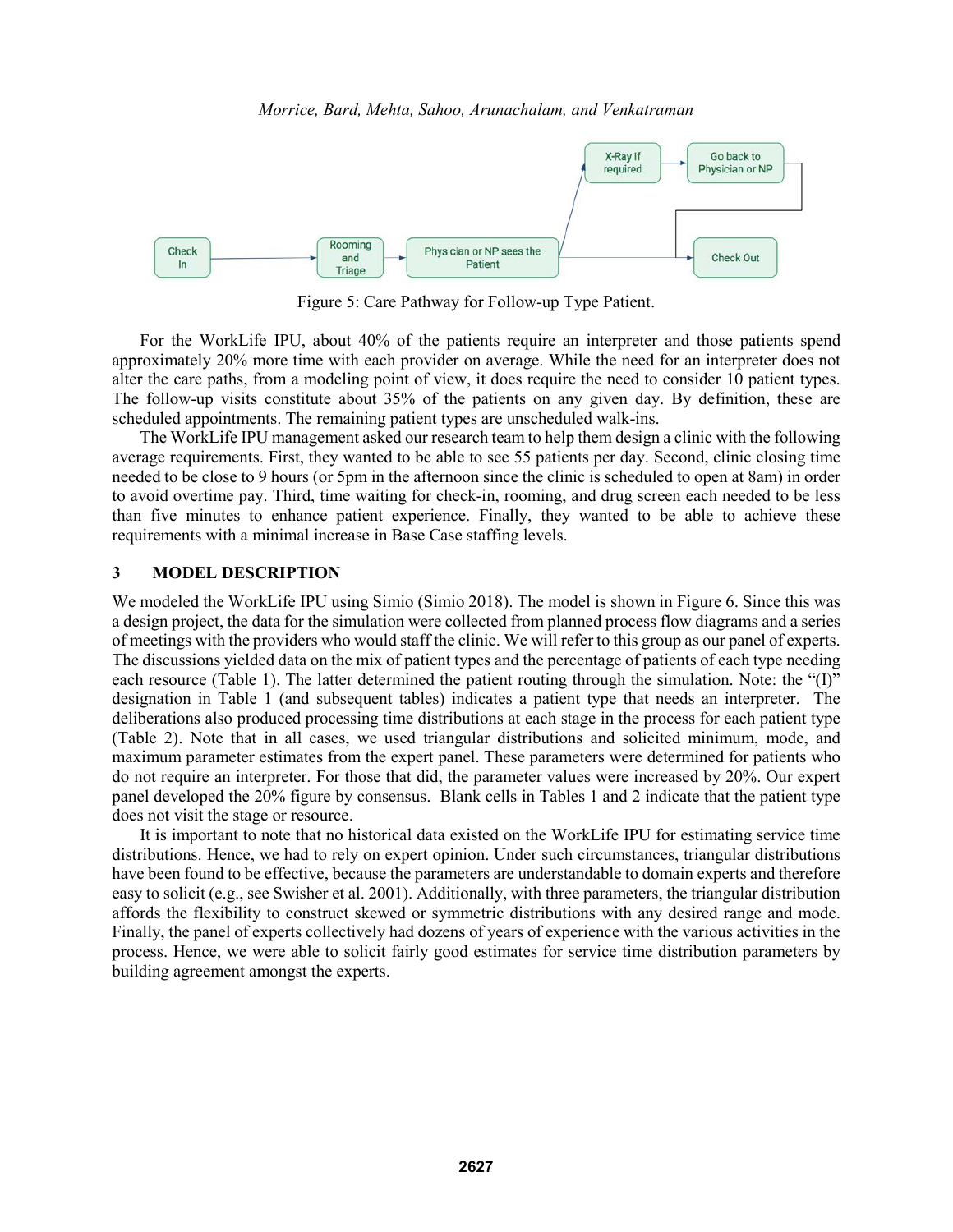Figure 5: Care Pathway for Follow-up Type Patient.

For the WorkLife IPU, about 40% of the patients require an interpreter and those patients spend approximately 20% more time with each provider on average. While the need for an interpreter does not alter the care paths, from a modeling point of view, it does require the need to consider 10 patient types. The follow-up visits constitute about 35% of the patients on any given day. By definition, these are scheduled appointments. The remaining patient types are unscheduled walk-ins.

The WorkLife IPU management asked our research team to help them design a clinic with the following average requirements. First, they wanted to be able to see 55 patients per day. Second, clinic closing time needed to be close to 9 hours (or 5pm in the afternoon since the clinic is scheduled to open at 8am) in order to avoid overtime pay. Third, time waiting for check-in, rooming, and drug screen each needed to be less than five minutes to enhance patient experience. Finally, they wanted to be able to achieve these requirements with a minimal increase in Base Case staffing levels.

## 3 MODEL DESCRIPTION

We modeled the WorkLife IPU using Simio (Simio 2018). The model is shown in Figure 6. Since this was a design project, the data for the simulation were collected from planned process flow diagrams and a series of meetings with the providers who would staff the clinic. We will refer to this group as our panel of experts. The discussions yielded data on the mix of patient types and the percentage of patients of each type needing each resource (Table 1). The latter determined the patient routing through the simulation. Note: the "(I)" designation in Table 1 (and subsequent tables) indicates a patient type that needs an interpreter. The deliberations also produced processing time distributions at each stage in the process for each patient type (Table 2). Note that in all cases, we used triangular distributions and solicited minimum, mode, and maximum parameter estimates from the expert panel. These parameters were determined for patients who do not require an interpreter. For those that did, the parameter values were increased by 20%. Our expert panel developed the 20% figure by consensus. Blank cells in Tables 1 and 2 indicate that the patient type does not visit the stage or resource.

It is important to note that no historical data existed on the WorkLife IPU for estimating service time distributions. Hence, we had to rely on expert opinion. Under such circumstances, triangular distributions have been found to be effective, because the parameters are understandable to domain experts and therefore easy to solicit (e.g., see Swisher et al. 2001). Additionally, with three parameters, the triangular distribution affords the flexibility to construct skewed or symmetric distributions with any desired range and mode. Finally, the panel of experts collectively had dozens of years of experience with the various activities in the process. Hence, we were able to solicit fairly good estimates for service time distribution parameters by building agreement amongst the experts.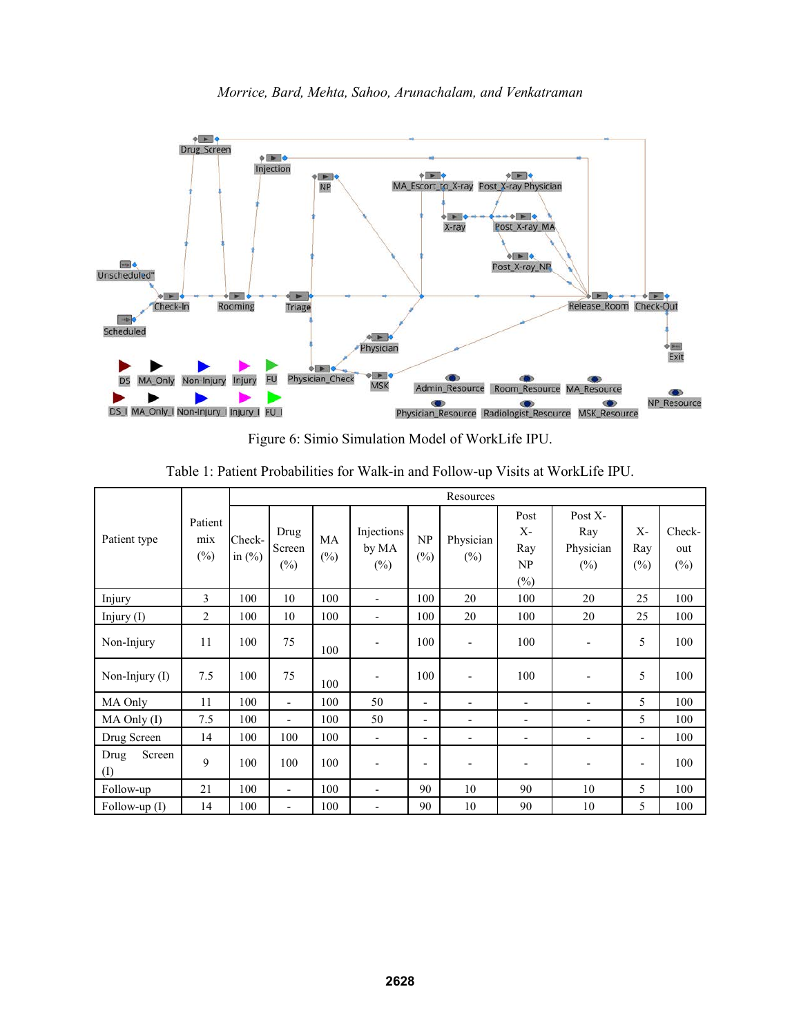Figure 6: Simio Simulation Model of WorkLife IPU.

Table 1: Patient Probabilities for Walk-in and Follow-up Visits at WorkLife IPU.

| Patient type | Patient mix (%) | Resources | | | | | | | | | |
|---|---|---|---|---|---|---|---|---|---|---|---|
| | | Check-in (%) | Drug Screen (%) | MA (%) | Injections by MA (%) | NP (%) | Physician (%) | Post X-Ray NP (%) | Post X-Ray Physician (%) | X-Ray (%) | Check-out (%) |
| Injury | 3 | 100 | 10 | 100 | - | 100 | 20 | 100 | 20 | 25 | 100 |
| Injury (I) | 2 | 100 | 10 | 100 | - | 100 | 20 | 100 | 20 | 25 | 100 |
| Non-Injury | 11 | 100 | 75 | 100 | - | 100 | - | 100 | - | 5 | 100 |
| Non-Injury (I) | 7.5 | 100 | 75 | 100 | - | 100 | - | 100 | - | 5 | 100 |
| MA Only | 11 | 100 | - | 100 | 50 | - | - | - | - | 5 | 100 |
| MA Only (I) | 7.5 | 100 | - | 100 | 50 | - | - | - | - | 5 | 100 |
| Drug Screen | 14 | 100 | 100 | 100 | - | - | - | - | - | - | 100 |
| Drug Screen (I) | 9 | 100 | 100 | 100 | - | - | - | - | - | - | 100 |
| Follow-up | 21 | 100 | - | 100 | - | 90 | 10 | 90 | 10 | 5 | 100 |
| Follow-up (I) | 14 | 100 | - | 100 | - | 90 | 10 | 90 | 10 | 5 | 100 |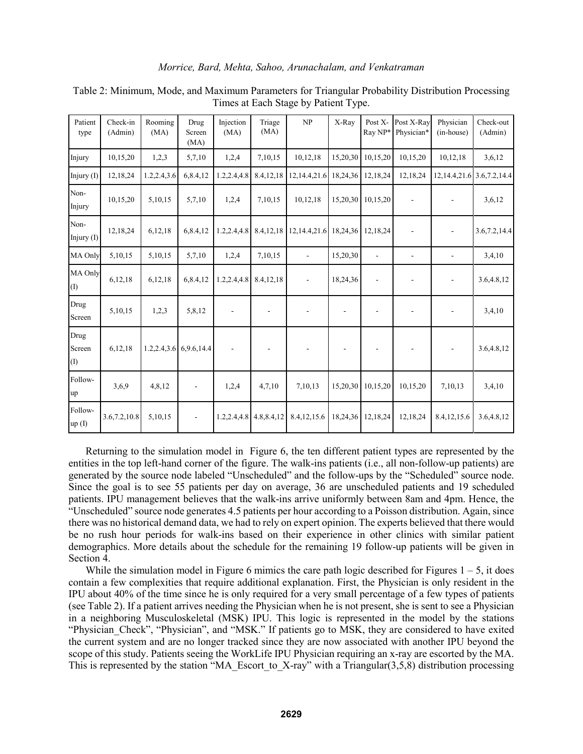Table 2: Minimum, Mode, and Maximum Parameters for Triangular Probability Distribution Processing Times at Each Stage by Patient Type.

| Patient type | Check-in (Admin) | Rooming (MA) | Drug Screen (MA) | Injection (MA) | Triage (MA) | NP | X-Ray | Post X-Ray NP* | Post X-Ray Physician* | Physician (in-house) | Check-out (Admin) |
|---|---|---|---|---|---|---|---|---|---|---|---|
| Injury | 10,15,20 | 1,2,3 | 5,7,10 | 1,2,4 | 7,10,15 | 10,12,18 | 15,20,30 | 10,15,20 | 10,15,20 | 10,12,18 | 3,6,12 |
| Injury (I) | 12,18,24 | 1.2,2.4,3.6 | 6,8.4,12 | 1.2,2.4,4.8 | 8.4,12,18 | 12,14.4,21.6 | 18,24,36 | 12,18,24 | 12,18,24 | 12,14.4,21.6 | 3.6,7.2,14.4 |
| Non-Injury | 10,15,20 | 5,10,15 | 5,7,10 | 1,2,4 | 7,10,15 | 10,12,18 | 15,20,30 | 10,15,20 | - | - | 3,6,12 |
| Non-Injury (I) | 12,18,24 | 6,12,18 | 6,8.4,12 | 1.2,2.4,4.8 | 8.4,12,18 | 12,14.4,21.6 | 18,24,36 | 12,18,24 | - | - | 3.6,7.2,14.4 |
| MA Only | 5,10,15 | 5,10,15 | 5,7,10 | 1,2,4 | 7,10,15 | - | 15,20,30 | - | - | - | 3,4,10 |
| MA Only (I) | 6,12,18 | 6,12,18 | 6,8.4,12 | 1.2,2.4,4.8 | 8.4,12,18 | - | 18,24,36 | - | - | - | 3.6,4.8,12 |
| Drug Screen | 5,10,15 | 1,2,3 | 5,8,12 | - | - | - | - | - | - | - | 3,4,10 |
| Drug Screen (I) | 6,12,18 | 1.2,2.4,3.6 | 6,9.6,14.4 | - | - | - | - | - | - | - | 3.6,4.8,12 |
| Follow-up | 3,6,9 | 4,8,12 | - | 1,2,4 | 4,7,10 | 7,10,13 | 15,20,30 | 10,15,20 | 10,15,20 | 7,10,13 | 3,4,10 |
| Follow-up (I) | 3.6,7.2,10.8 | 5,10,15 | - | 1.2,2.4,4.8 | 4.8,8.4,12 | 8.4,12,15.6 | 18,24,36 | 12,18,24 | 12,18,24 | 8.4,12,15.6 | 3.6,4.8,12 |

Returning to the simulation model in Figure 6, the ten different patient types are represented by the entities in the top left-hand corner of the figure. The walk-ins patients (i.e., all non-follow-up patients) are generated by the source node labeled "Unscheduled" and the follow-ups by the "Scheduled" source node. Since the goal is to see 55 patients per day on average, 36 are unscheduled patients and 19 scheduled patients. IPU management believes that the walk-ins arrive uniformly between 8am and 4pm. Hence, the "Unscheduled" source node generates 4.5 patients per hour according to a Poisson distribution. Again, since there was no historical demand data, we had to rely on expert opinion. The experts believed that there would be no rush hour periods for walk-ins based on their experience in other clinics with similar patient demographics. More details about the schedule for the remaining 19 follow-up patients will be given in Section 4.

While the simulation model in Figure 6 mimics the care path logic described for Figures 1 – 5, it does contain a few complexities that require additional explanation. First, the Physician is only resident in the IPU about 40% of the time since he is only required for a very small percentage of a few types of patients (see Table 2). If a patient arrives needing the Physician when he is not present, she is sent to see a Physician in a neighboring Musculoskeletal (MSK) IPU. This logic is represented in the model by the stations "Physician_Check", "Physician", and "MSK." If patients go to MSK, they are considered to have exited the current system and are no longer tracked since they are now associated with another IPU beyond the scope of this study. Patients seeing the WorkLife IPU Physician requiring an x-ray are escorted by the MA. This is represented by the station "MA_Escort_to_X-ray" with a Triangular(3,5,8) distribution processing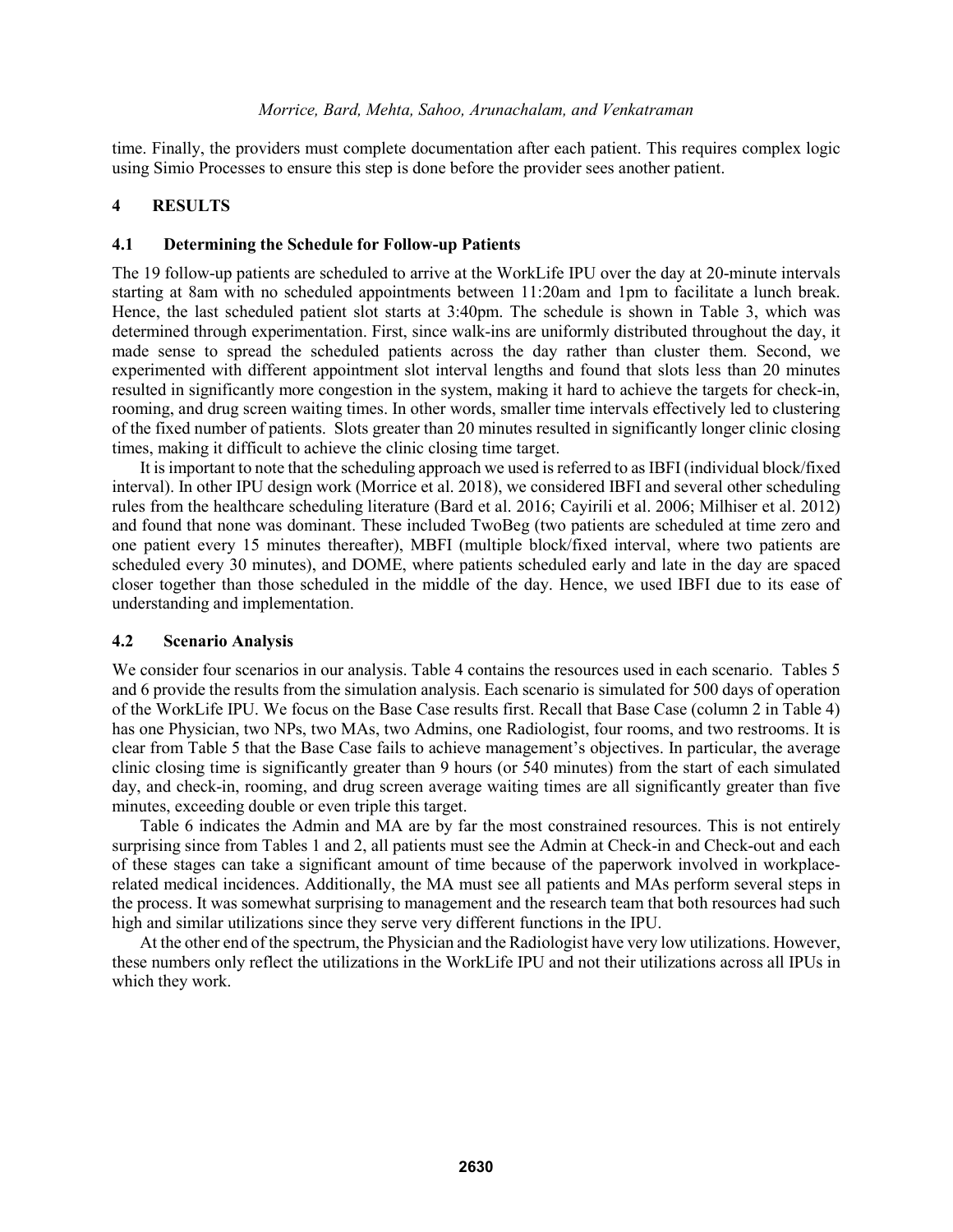time. Finally, the providers must complete documentation after each patient. This requires complex logic using Simio Processes to ensure this step is done before the provider sees another patient.

# 4 RESULTS

## 4.1 Determining the Schedule for Follow-up Patients

The 19 follow-up patients are scheduled to arrive at the WorkLife IPU over the day at 20-minute intervals starting at 8am with no scheduled appointments between 11:20am and 1pm to facilitate a lunch break. Hence, the last scheduled patient slot starts at 3:40pm. The schedule is shown in Table 3, which was determined through experimentation. First, since walk-ins are uniformly distributed throughout the day, it made sense to spread the scheduled patients across the day rather than cluster them. Second, we experimented with different appointment slot interval lengths and found that slots less than 20 minutes resulted in significantly more congestion in the system, making it hard to achieve the targets for check-in, rooming, and drug screen waiting times. In other words, smaller time intervals effectively led to clustering of the fixed number of patients. Slots greater than 20 minutes resulted in significantly longer clinic closing times, making it difficult to achieve the clinic closing time target.

It is important to note that the scheduling approach we used is referred to as IBFI (individual block/fixed interval). In other IPU design work (Morrice et al. 2018), we considered IBFI and several other scheduling rules from the healthcare scheduling literature (Bard et al. 2016; Cayirili et al. 2006; Milhiser et al. 2012) and found that none was dominant. These included TwoBeg (two patients are scheduled at time zero and one patient every 15 minutes thereafter), MBFI (multiple block/fixed interval, where two patients are scheduled every 30 minutes), and DOME, where patients scheduled early and late in the day are spaced closer together than those scheduled in the middle of the day. Hence, we used IBFI due to its ease of understanding and implementation.

## 4.2 Scenario Analysis

We consider four scenarios in our analysis. Table 4 contains the resources used in each scenario. Tables 5 and 6 provide the results from the simulation analysis. Each scenario is simulated for 500 days of operation of the WorkLife IPU. We focus on the Base Case results first. Recall that Base Case (column 2 in Table 4) has one Physician, two NPs, two MAs, two Admins, one Radiologist, four rooms, and two restrooms. It is clear from Table 5 that the Base Case fails to achieve management's objectives. In particular, the average clinic closing time is significantly greater than 9 hours (or 540 minutes) from the start of each simulated day, and check-in, rooming, and drug screen average waiting times are all significantly greater than five minutes, exceeding double or even triple this target.

Table 6 indicates the Admin and MA are by far the most constrained resources. This is not entirely surprising since from Tables 1 and 2, all patients must see the Admin at Check-in and Check-out and each of these stages can take a significant amount of time because of the paperwork involved in workplace-related medical incidences. Additionally, the MA must see all patients and MAs perform several steps in the process. It was somewhat surprising to management and the research team that both resources had such high and similar utilizations since they serve very different functions in the IPU.

At the other end of the spectrum, the Physician and the Radiologist have very low utilizations. However, these numbers only reflect the utilizations in the WorkLife IPU and not their utilizations across all IPUs in which they work.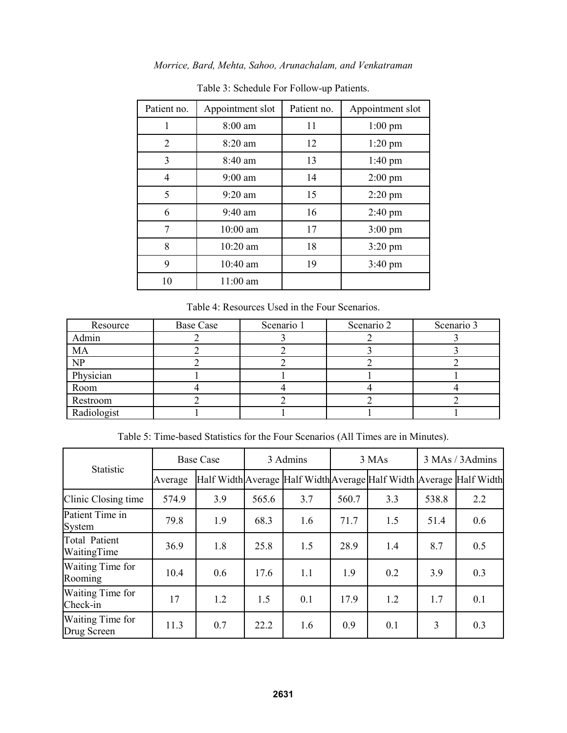Table 3: Schedule For Follow-up Patients.

| Patient no. | Appointment slot | Patient no. | Appointment slot |
|---|---|---|---|
| 1 | 8:00 am | 11 | 1:00 pm |
| 2 | 8:20 am | 12 | 1:20 pm |
| 3 | 8:40 am | 13 | 1:40 pm |
| 4 | 9:00 am | 14 | 2:00 pm |
| 5 | 9:20 am | 15 | 2:20 pm |
| 6 | 9:40 am | 16 | 2:40 pm |
| 7 | 10:00 am | 17 | 3:00 pm |
| 8 | 10:20 am | 18 | 3:20 pm |
| 9 | 10:40 am | 19 | 3:40 pm |
| 10 | 11:00 am | | |

Table 4: Resources Used in the Four Scenarios.

| Resource | Base Case | Scenario 1 | Scenario 2 | Scenario 3 |
|---|---|---|---|---|
| Admin | 2 | 3 | 2 | 3 |
| MA | 2 | 2 | 3 | 3 |
| NP | 2 | 2 | 2 | 2 |
| Physician | 1 | 1 | 1 | 1 |
| Room | 4 | 4 | 4 | 4 |
| Restroom | 2 | 2 | 2 | 2 |
| Radiologist | 1 | 1 | 1 | 1 |

Table 5: Time-based Statistics for the Four Scenarios (All Times are in Minutes).

| Statistic | Base Case | | 3 Admins | | 3 MAs | | 3 MAs / 3Admins | |
|---|---|---|---|---|---|---|---|---|
| | Average | Half Width | Average | Half Width | Average | Half Width | Average | Half Width |
| Clinic Closing time | 574.9 | 3.9 | 565.6 | 3.7 | 560.7 | 3.3 | 538.8 | 2.2 |
| Patient Time in System | 79.8 | 1.9 | 68.3 | 1.6 | 71.7 | 1.5 | 51.4 | 0.6 |
| Total Patient WaitingTime | 36.9 | 1.8 | 25.8 | 1.5 | 28.9 | 1.4 | 8.7 | 0.5 |
| Waiting Time for Rooming | 10.4 | 0.6 | 17.6 | 1.1 | 1.9 | 0.2 | 3.9 | 0.3 |
| Waiting Time for Check-in | 17 | 1.2 | 1.5 | 0.1 | 17.9 | 1.2 | 1.7 | 0.1 |
| Waiting Time for Drug Screen | 11.3 | 0.7 | 22.2 | 1.6 | 0.9 | 0.1 | 3 | 0.3 |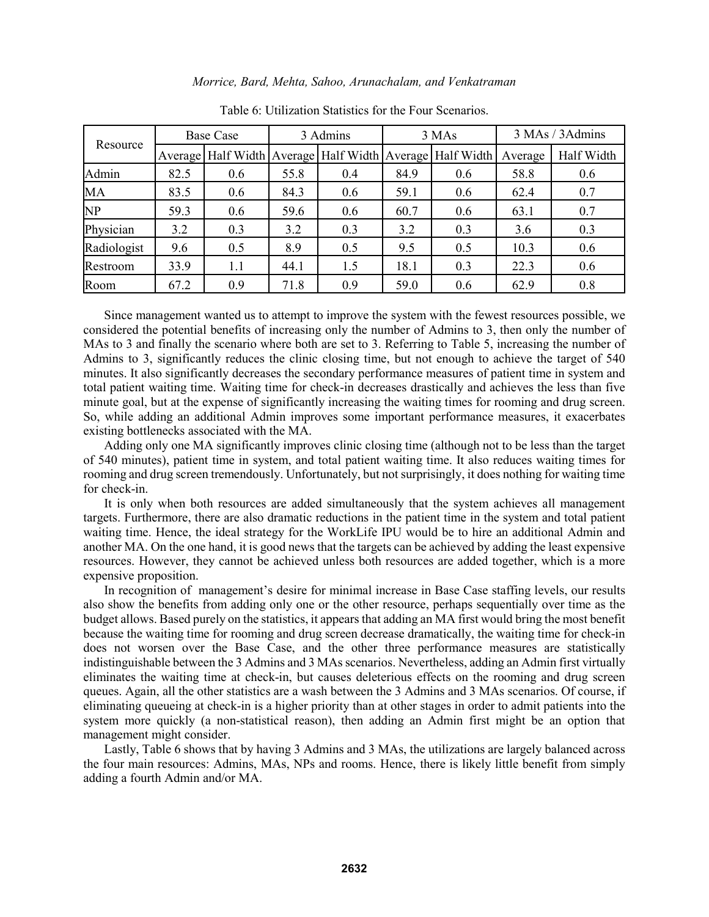Table 6: Utilization Statistics for the Four Scenarios.

| Resource | Base Case | | 3 Admins | | 3 MAs | | 3 MAs / 3Admins | |
|---|---|---|---|---|---|---|---|---|
| | Average | Half Width | Average | Half Width | Average | Half Width | Average | Half Width |
| Admin | 82.5 | 0.6 | 55.8 | 0.4 | 84.9 | 0.6 | 58.8 | 0.6 |
| MA | 83.5 | 0.6 | 84.3 | 0.6 | 59.1 | 0.6 | 62.4 | 0.7 |
| NP | 59.3 | 0.6 | 59.6 | 0.6 | 60.7 | 0.6 | 63.1 | 0.7 |
| Physician | 3.2 | 0.3 | 3.2 | 0.3 | 3.2 | 0.3 | 3.6 | 0.3 |
| Radiologist | 9.6 | 0.5 | 8.9 | 0.5 | 9.5 | 0.5 | 10.3 | 0.6 |
| Restroom | 33.9 | 1.1 | 44.1 | 1.5 | 18.1 | 0.3 | 22.3 | 0.6 |
| Room | 67.2 | 0.9 | 71.8 | 0.9 | 59.0 | 0.6 | 62.9 | 0.8 |

Since management wanted us to attempt to improve the system with the fewest resources possible, we considered the potential benefits of increasing only the number of Admins to 3, then only the number of MAs to 3 and finally the scenario where both are set to 3. Referring to Table 5, increasing the number of Admins to 3, significantly reduces the clinic closing time, but not enough to achieve the target of 540 minutes. It also significantly decreases the secondary performance measures of patient time in system and total patient waiting time. Waiting time for check-in decreases drastically and achieves the less than five minute goal, but at the expense of significantly increasing the waiting times for rooming and drug screen. So, while adding an additional Admin improves some important performance measures, it exacerbates existing bottlenecks associated with the MA.

Adding only one MA significantly improves clinic closing time (although not to be less than the target of 540 minutes), patient time in system, and total patient waiting time. It also reduces waiting times for rooming and drug screen tremendously. Unfortunately, but not surprisingly, it does nothing for waiting time for check-in.

It is only when both resources are added simultaneously that the system achieves all management targets. Furthermore, there are also dramatic reductions in the patient time in the system and total patient waiting time. Hence, the ideal strategy for the WorkLife IPU would be to hire an additional Admin and another MA. On the one hand, it is good news that the targets can be achieved by adding the least expensive resources. However, they cannot be achieved unless both resources are added together, which is a more expensive proposition.

In recognition of management's desire for minimal increase in Base Case staffing levels, our results also show the benefits from adding only one or the other resource, perhaps sequentially over time as the budget allows. Based purely on the statistics, it appears that adding an MA first would bring the most benefit because the waiting time for rooming and drug screen decrease dramatically, the waiting time for check-in does not worsen over the Base Case, and the other three performance measures are statistically indistinguishable between the 3 Admins and 3 MAs scenarios. Nevertheless, adding an Admin first virtually eliminates the waiting time at check-in, but causes deleterious effects on the rooming and drug screen queues. Again, all the other statistics are a wash between the 3 Admins and 3 MAs scenarios. Of course, if eliminating queueing at check-in is a higher priority than at other stages in order to admit patients into the system more quickly (a non-statistical reason), then adding an Admin first might be an option that management might consider.

Lastly, Table 6 shows that by having 3 Admins and 3 MAs, the utilizations are largely balanced across the four main resources: Admins, MAs, NPs and rooms. Hence, there is likely little benefit from simply adding a fourth Admin and/or MA.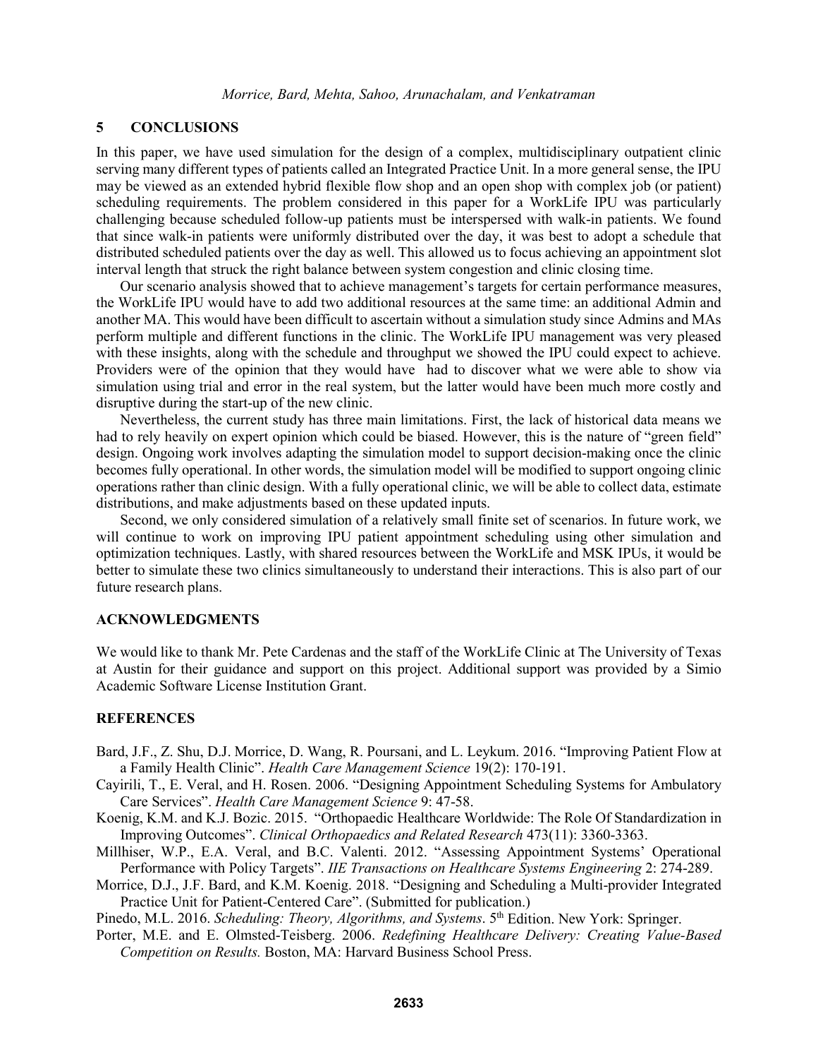## 5 CONCLUSIONS

In this paper, we have used simulation for the design of a complex, multidisciplinary outpatient clinic serving many different types of patients called an Integrated Practice Unit. In a more general sense, the IPU may be viewed as an extended hybrid flexible flow shop and an open shop with complex job (or patient) scheduling requirements. The problem considered in this paper for a WorkLife IPU was particularly challenging because scheduled follow-up patients must be interspersed with walk-in patients. We found that since walk-in patients were uniformly distributed over the day, it was best to adopt a schedule that distributed scheduled patients over the day as well. This allowed us to focus achieving an appointment slot interval length that struck the right balance between system congestion and clinic closing time.

Our scenario analysis showed that to achieve management's targets for certain performance measures, the WorkLife IPU would have to add two additional resources at the same time: an additional Admin and another MA. This would have been difficult to ascertain without a simulation study since Admins and MAs perform multiple and different functions in the clinic. The WorkLife IPU management was very pleased with these insights, along with the schedule and throughput we showed the IPU could expect to achieve. Providers were of the opinion that they would have had to discover what we were able to show via simulation using trial and error in the real system, but the latter would have been much more costly and disruptive during the start-up of the new clinic.

Nevertheless, the current study has three main limitations. First, the lack of historical data means we had to rely heavily on expert opinion which could be biased. However, this is the nature of "green field" design. Ongoing work involves adapting the simulation model to support decision-making once the clinic becomes fully operational. In other words, the simulation model will be modified to support ongoing clinic operations rather than clinic design. With a fully operational clinic, we will be able to collect data, estimate distributions, and make adjustments based on these updated inputs.

Second, we only considered simulation of a relatively small finite set of scenarios. In future work, we will continue to work on improving IPU patient appointment scheduling using other simulation and optimization techniques. Lastly, with shared resources between the WorkLife and MSK IPUs, it would be better to simulate these two clinics simultaneously to understand their interactions. This is also part of our future research plans.

## ACKNOWLEDGMENTS

We would like to thank Mr. Pete Cardenas and the staff of the WorkLife Clinic at The University of Texas at Austin for their guidance and support on this project. Additional support was provided by a Simio Academic Software License Institution Grant.

## REFERENCES

Bard, J.F., Z. Shu, D.J. Morrice, D. Wang, R. Poursani, and L. Leykum. 2016. "Improving Patient Flow at a Family Health Clinic". *Health Care Management Science* 19(2): 170-191.

Cayirili, T., E. Veral, and H. Rosen. 2006. "Designing Appointment Scheduling Systems for Ambulatory Care Services". *Health Care Management Science* 9: 47-58.

Koenig, K.M. and K.J. Bozic. 2015. "Orthopaedic Healthcare Worldwide: The Role Of Standardization in Improving Outcomes". *Clinical Orthopaedics and Related Research* 473(11): 3360-3363.

Millhiser, W.P., E.A. Veral, and B.C. Valenti. 2012. "Assessing Appointment Systems' Operational Performance with Policy Targets". *IIE Transactions on Healthcare Systems Engineering* 2: 274-289.

Morrice, D.J., J.F. Bard, and K.M. Koenig. 2018. "Designing and Scheduling a Multi-provider Integrated Practice Unit for Patient-Centered Care". (Submitted for publication.)

Pinedo, M.L. 2016. *Scheduling: Theory, Algorithms, and Systems*. 5th Edition. New York: Springer.

Porter, M.E. and E. Olmsted-Teisberg. 2006. *Redefining Healthcare Delivery: Creating Value-Based Competition on Results.* Boston, MA: Harvard Business School Press.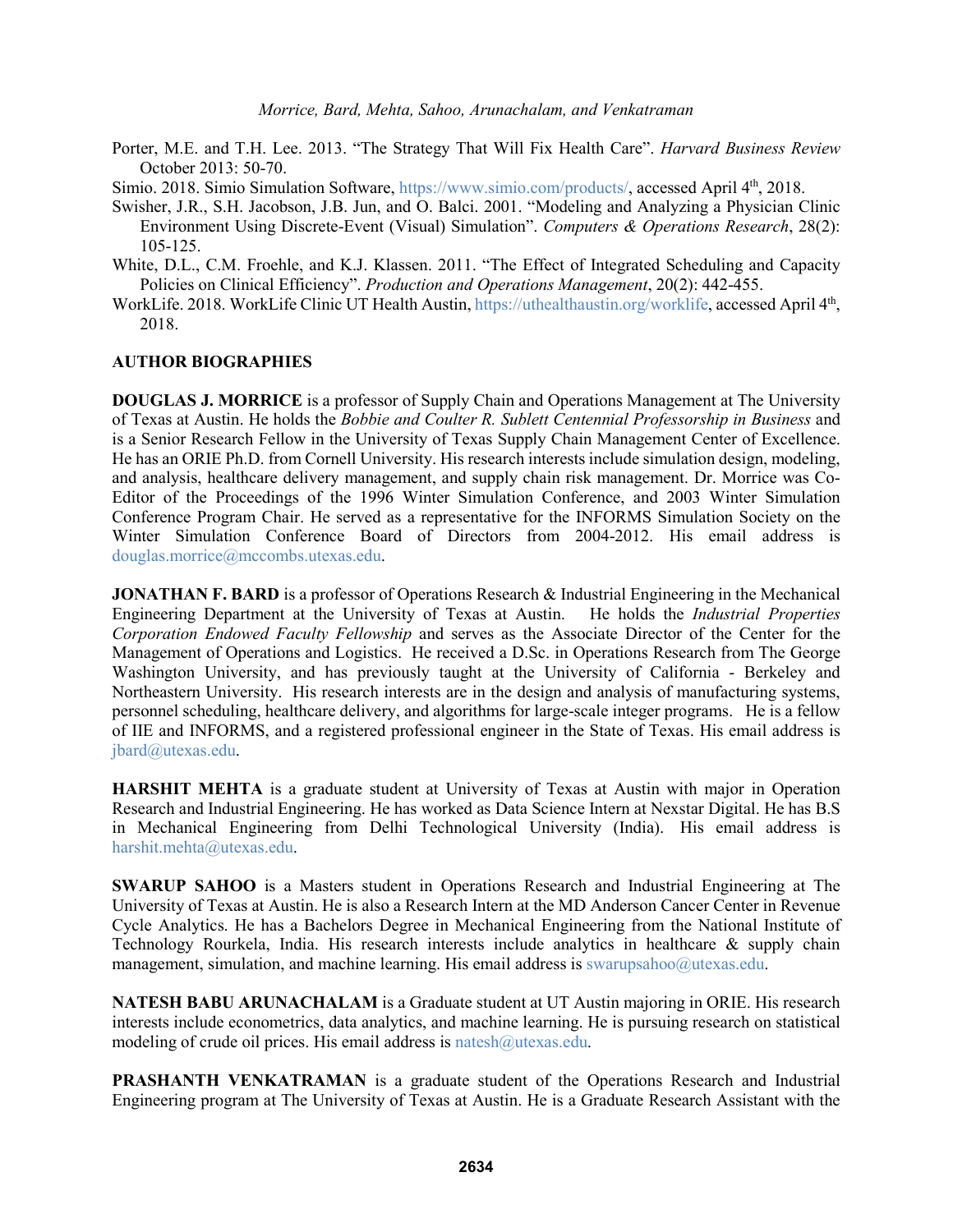Porter, M.E. and T.H. Lee. 2013. "The Strategy That Will Fix Health Care". *Harvard Business Review* October 2013: 50-70.

Simio. 2018. Simio Simulation Software, https://www.simio.com/products/, accessed April 4th, 2018.

Swisher, J.R., S.H. Jacobson, J.B. Jun, and O. Balci. 2001. "Modeling and Analyzing a Physician Clinic Environment Using Discrete-Event (Visual) Simulation". *Computers & Operations Research*, 28(2): 105-125.

White, D.L., C.M. Froehle, and K.J. Klassen. 2011. "The Effect of Integrated Scheduling and Capacity Policies on Clinical Efficiency". *Production and Operations Management*, 20(2): 442-455.

WorkLife. 2018. WorkLife Clinic UT Health Austin, https://uthealthaustin.org/worklife, accessed April 4th, 2018.

## AUTHOR BIOGRAPHIES

**DOUGLAS J. MORRICE** is a professor of Supply Chain and Operations Management at The University of Texas at Austin. He holds the *Bobbie and Coulter R. Sublett Centennial Professorship in Business* and is a Senior Research Fellow in the University of Texas Supply Chain Management Center of Excellence. He has an ORIE Ph.D. from Cornell University. His research interests include simulation design, modeling, and analysis, healthcare delivery management, and supply chain risk management. Dr. Morrice was Co-Editor of the Proceedings of the 1996 Winter Simulation Conference, and 2003 Winter Simulation Conference Program Chair. He served as a representative for the INFORMS Simulation Society on the Winter Simulation Conference Board of Directors from 2004-2012. His email address is douglas.morrice@mccombs.utexas.edu.

**JONATHAN F. BARD** is a professor of Operations Research & Industrial Engineering in the Mechanical Engineering Department at the University of Texas at Austin. He holds the *Industrial Properties Corporation Endowed Faculty Fellowship* and serves as the Associate Director of the Center for the Management of Operations and Logistics. He received a D.Sc. in Operations Research from The George Washington University, and has previously taught at the University of California - Berkeley and Northeastern University. His research interests are in the design and analysis of manufacturing systems, personnel scheduling, healthcare delivery, and algorithms for large-scale integer programs. He is a fellow of IIE and INFORMS, and a registered professional engineer in the State of Texas. His email address is jbard@utexas.edu.

**HARSHIT MEHTA** is a graduate student at University of Texas at Austin with major in Operation Research and Industrial Engineering. He has worked as Data Science Intern at Nexstar Digital. He has B.S in Mechanical Engineering from Delhi Technological University (India). His email address is harshit.mehta@utexas.edu.

**SWARUP SAHOO** is a Masters student in Operations Research and Industrial Engineering at The University of Texas at Austin. He is also a Research Intern at the MD Anderson Cancer Center in Revenue Cycle Analytics. He has a Bachelors Degree in Mechanical Engineering from the National Institute of Technology Rourkela, India. His research interests include analytics in healthcare & supply chain management, simulation, and machine learning. His email address is swarupsahoo@utexas.edu.

**NATESH BABU ARUNACHALAM** is a Graduate student at UT Austin majoring in ORIE. His research interests include econometrics, data analytics, and machine learning. He is pursuing research on statistical modeling of crude oil prices. His email address is natesh@utexas.edu.

**PRASHANTH VENKATRAMAN** is a graduate student of the Operations Research and Industrial Engineering program at The University of Texas at Austin. He is a Graduate Research Assistant with the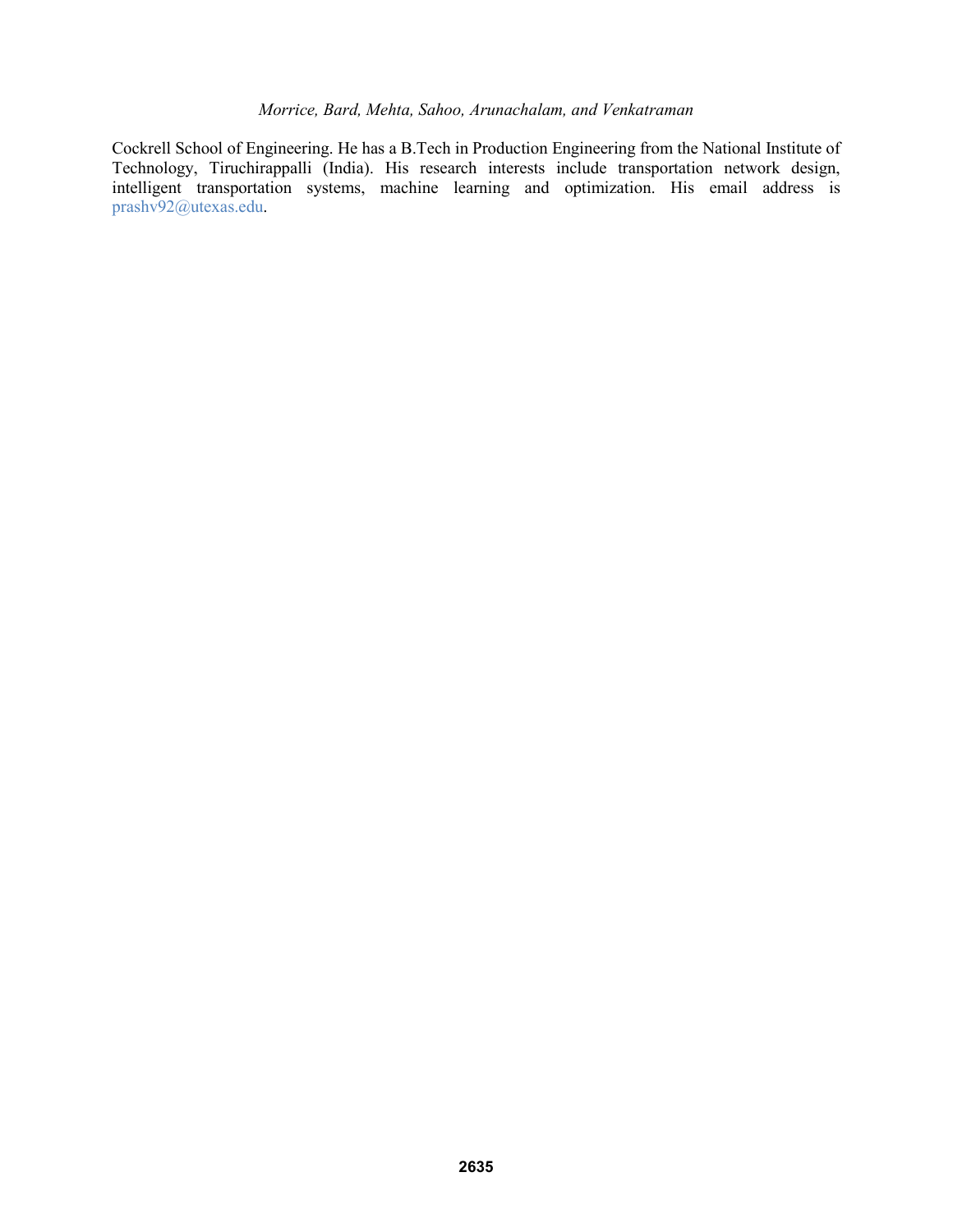Cockrell School of Engineering. He has a B.Tech in Production Engineering from the National Institute of Technology, Tiruchirappalli (India). His research interests include transportation network design, intelligent transportation systems, machine learning and optimization. His email address is prashv92@utexas.edu.